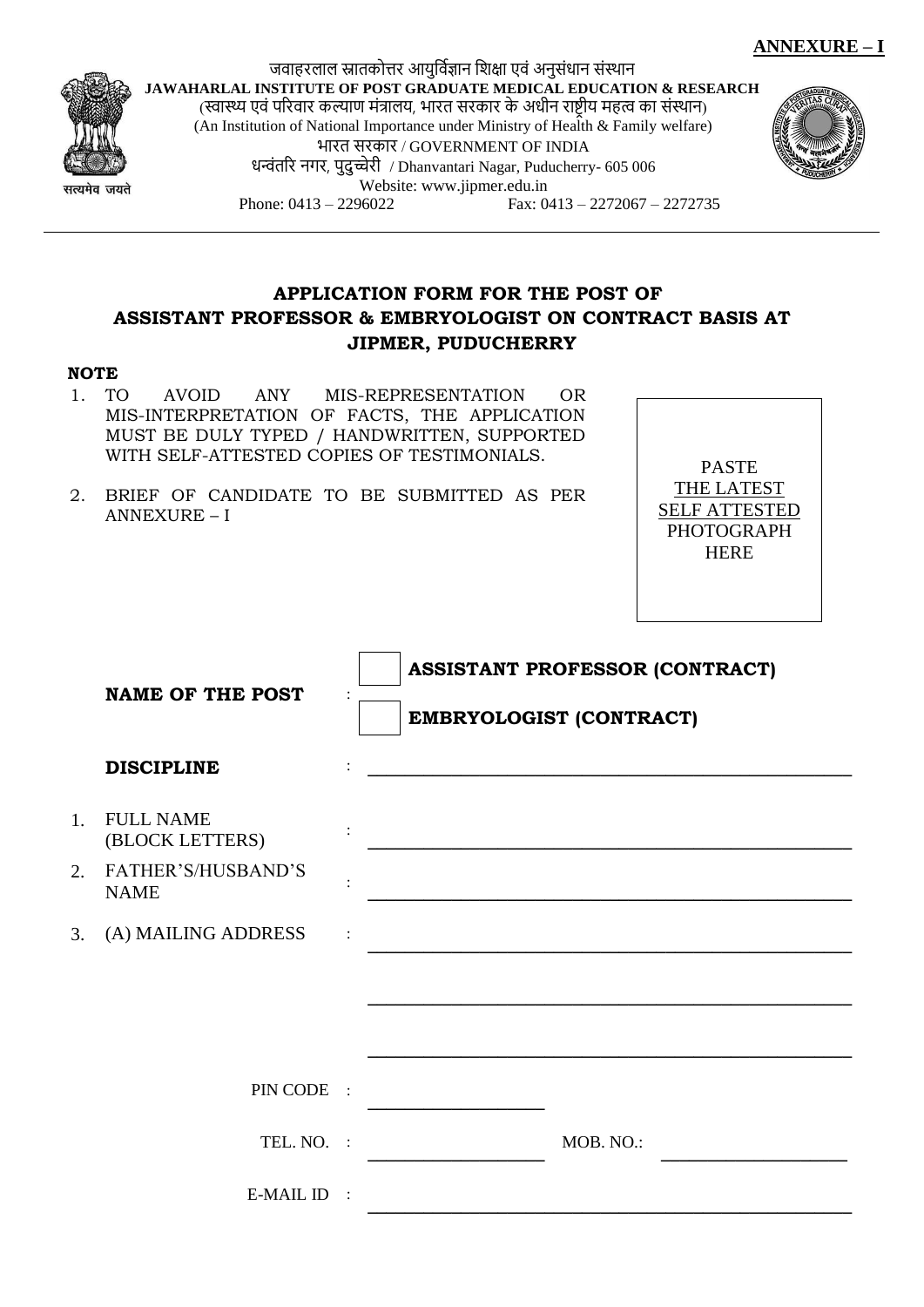**ANNEXURE – I**

जवाहरलाल स्नातकोत्तर आयुर्विज्ञान शिक्षा एवं अनुसंधान संस्थान

**JAWAHARLAL INSTITUTE OF POST GRADUATE MEDICAL EDUCATION & RESEARCH**

(स्वास्थ्य एवं परिवार कल्याण मंत्रालय, भारत सरकार के अधीन राष्ट्रीय महत्व का संस्थान)

(An Institution of National Importance under Ministry of Health & Family welfare)

भारत सरकार / GOVERNMENT OF INDIA

धन्वंतरि नगर, पुदुच्चेरी / Dhanvantari Nagar, Puducherry- 605 006

Website: www.jipmer.edu.in

Phone: 0413 – 2296022 Fax: 0413 – 2272067 – 2272735

सत्यमेव जयते

# APPLICATION FORM FOR THE POST OF ASSISTANT PROFESSOR & EMBRYOLOGIST ON CONTRACT BASIS AT JIPMER, PUDUCHERRY

**NOTE**

1. TO AVOID ANY MIS-REPRESENTATION OR MIS-INTERPRETATION OF FACTS, THE APPLICATION MUST BE DULY TYPED / HANDWRITTEN, SUPPORTED WITH SELF-ATTESTED COPIES OF TESTIMONIALS.
2. BRIEF OF CANDIDATE TO BE SUBMITTED AS PER ANNEXURE – I

PASTE THE LATEST SELF ATTESTED PHOTOGRAPH HERE

**NAME OF THE POST** :

☐ **ASSISTANT PROFESSOR (CONTRACT)**

☐ **EMBRYOLOGIST (CONTRACT)**

**DISCIPLINE** : ____________________

1. FULL NAME (BLOCK LETTERS) : ____________________
2. FATHER'S/HUSBAND'S NAME : ____________________
3. (A) MAILING ADDRESS : ____________________

____________________

____________________

PIN CODE : ____________________

TEL. NO. : ____________________ MOB. NO.: ____________________

E-MAIL ID : ____________________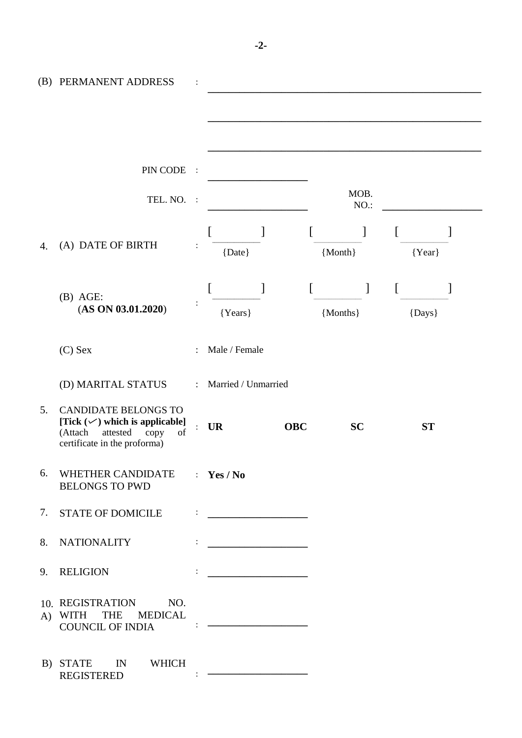(B) PERMANENT ADDRESS : ______________________________________________

______________________________________________

______________________________________________

PIN CODE : ____________________

TEL. NO. : ____________________ MOB. NO.: ____________________

4. (A) DATE OF BIRTH : [ ] {Date} [ ] {Month} [ ] {Year}

(B) AGE: (**AS ON 03.01.2020**) : [ ] {Years} [ ] {Months} [ ] {Days}

(C) Sex : Male / Female

(D) MARITAL STATUS : Married / Unmarried

5. CANDIDATE BELONGS TO **[Tick (✓) which is applicable]** (Attach attested copy of certificate in the proforma) : **UR** **OBC** **SC** **ST**

6. WHETHER CANDIDATE BELONGS TO PWD : **Yes / No**

7. STATE OF DOMICILE : ____________________

8. NATIONALITY : ____________________

9. RELIGION : ____________________

10. A) REGISTRATION NO. WITH THE MEDICAL COUNCIL OF INDIA : ____________________

B) STATE IN WHICH REGISTERED : ____________________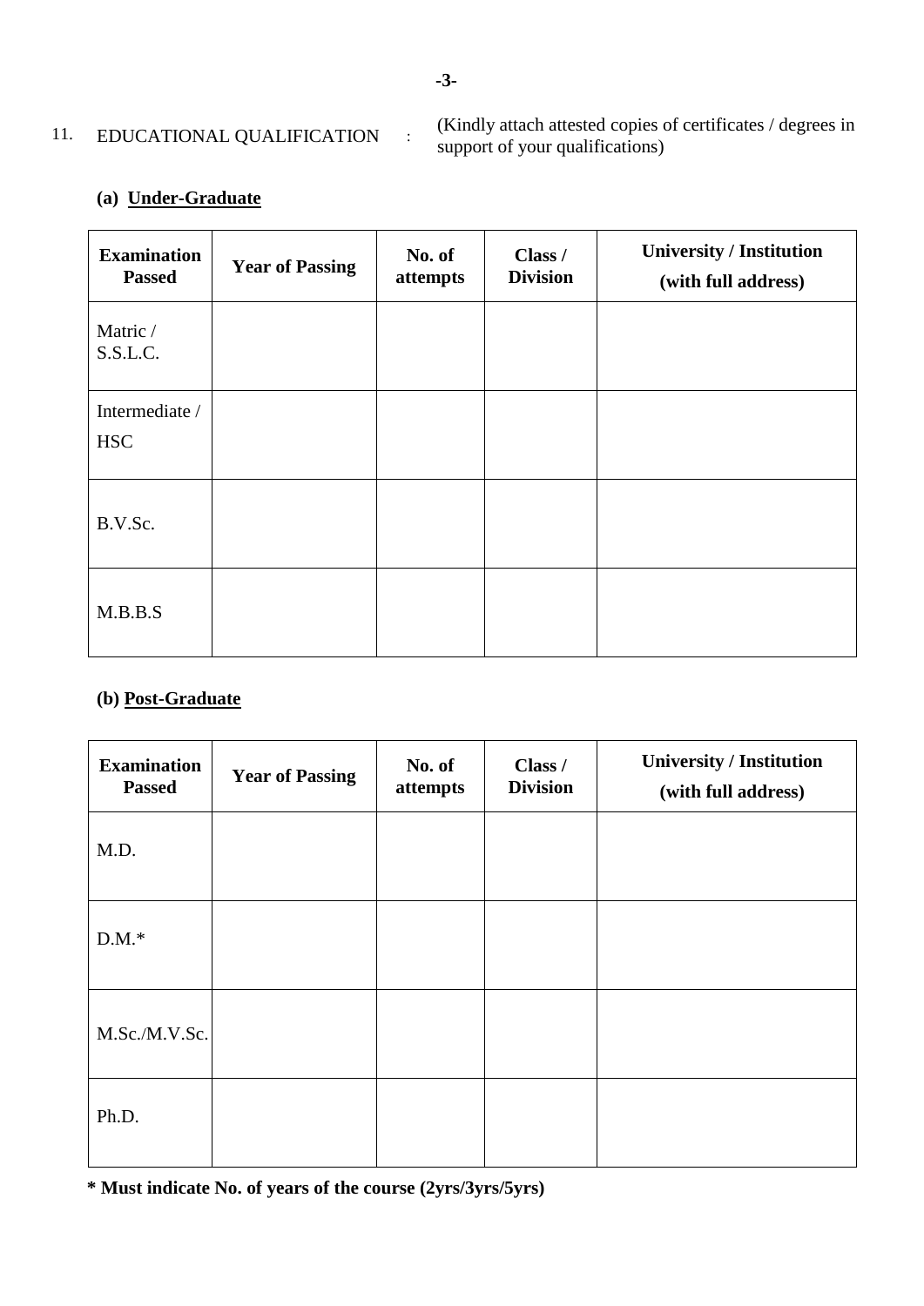11. EDUCATIONAL QUALIFICATION : (Kindly attach attested copies of certificates / degrees in support of your qualifications)

**(a) Under-Graduate**

| Examination Passed | Year of Passing | No. of attempts | Class / Division | University / Institution (with full address) |
|---|---|---|---|---|
| Matric / S.S.L.C. | | | | |
| Intermediate / HSC | | | | |
| B.V.Sc. | | | | |
| M.B.B.S | | | | |

**(b) Post-Graduate**

| Examination Passed | Year of Passing | No. of attempts | Class / Division | University / Institution (with full address) |
|---|---|---|---|---|
| M.D. | | | | |
| D.M.* | | | | |
| M.Sc./M.V.Sc. | | | | |
| Ph.D. | | | | |

**\* Must indicate No. of years of the course (2yrs/3yrs/5yrs)**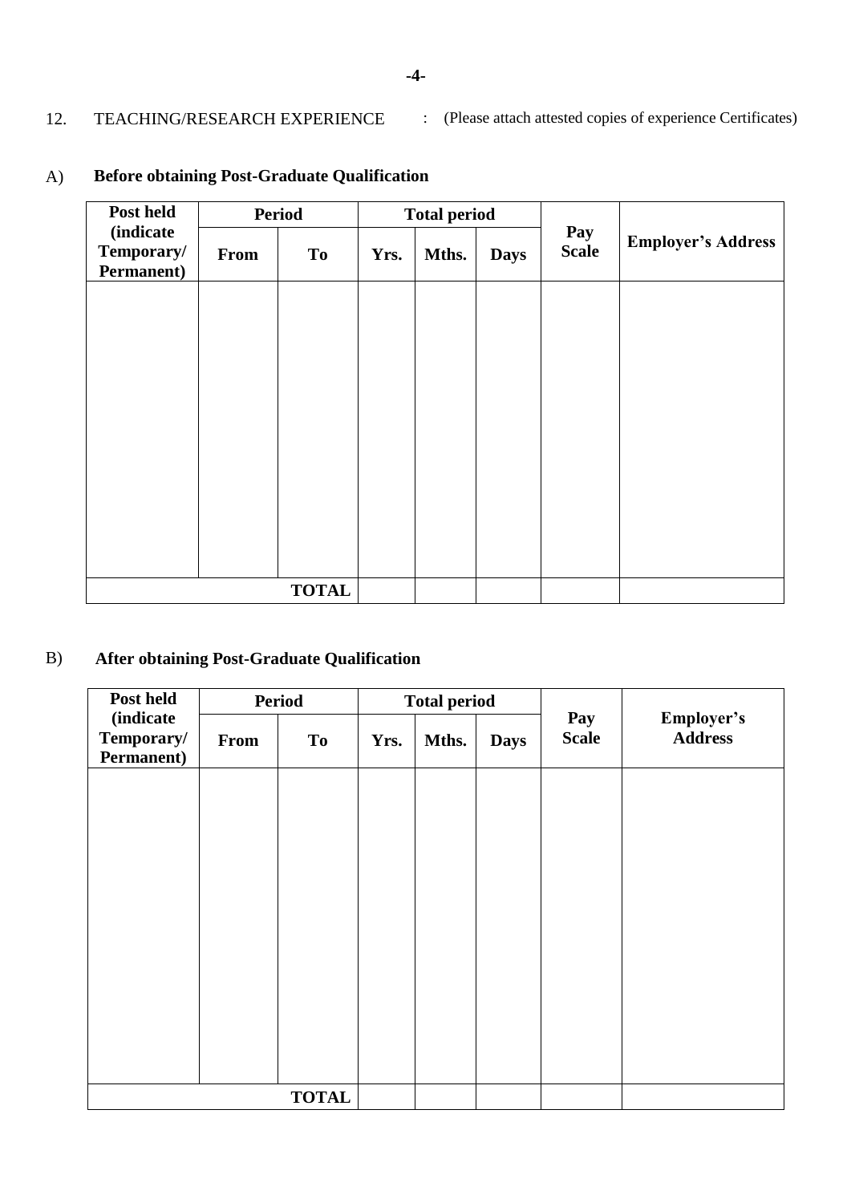12. TEACHING/RESEARCH EXPERIENCE : (Please attach attested copies of experience Certificates)

A) **Before obtaining Post-Graduate Qualification**

| Post held (indicate Temporary/ Permanent) | Period | | Total period | | | Pay Scale | Employer's Address |
|---|---|---|---|---|---|---|---|
| | From | To | Yrs. | Mths. | Days | | |
| | | | | | | | |
| | | TOTAL | | | | | |

B) **After obtaining Post-Graduate Qualification**

| Post held (indicate Temporary/ Permanent) | Period | | Total period | | | Pay Scale | Employer's Address |
|---|---|---|---|---|---|---|---|
| | From | To | Yrs. | Mths. | Days | | |
| | | | | | | | |
| | | TOTAL | | | | | |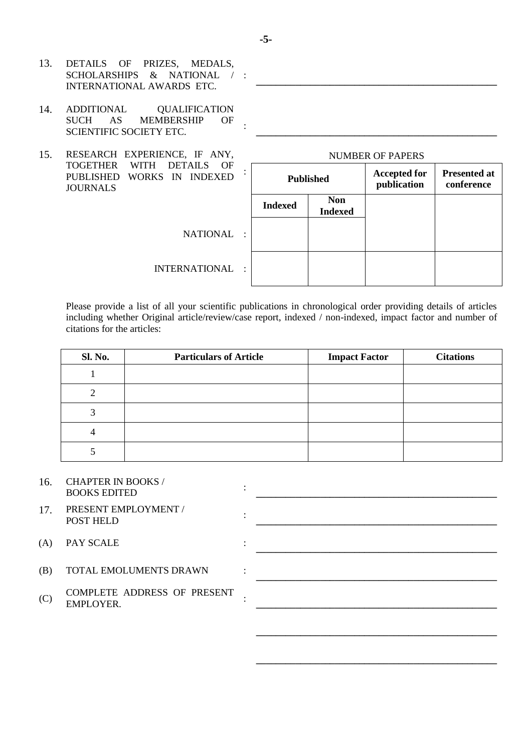13. DETAILS OF PRIZES, MEDALS, SCHOLARSHIPS & NATIONAL / INTERNATIONAL AWARDS ETC. : ______________________________

14. ADDITIONAL QUALIFICATION SUCH AS MEMBERSHIP OF SCIENTIFIC SOCIETY ETC. : ______________________________

15. RESEARCH EXPERIENCE, IF ANY, TOGETHER WITH DETAILS OF PUBLISHED WORKS IN INDEXED JOURNALS :

NUMBER OF PAPERS

| | Published | | Accepted for publication | Presented at conference |
|---|---|---|---|---|
| | Indexed | Non Indexed | | |
| NATIONAL : | | | | |
| INTERNATIONAL : | | | | |

Please provide a list of all your scientific publications in chronological order providing details of articles including whether Original article/review/case report, indexed / non-indexed, impact factor and number of citations for the articles:

| Sl. No. | Particulars of Article | Impact Factor | Citations |
|---|---|---|---|
| 1 | | | |
| 2 | | | |
| 3 | | | |
| 4 | | | |
| 5 | | | |

16. CHAPTER IN BOOKS / BOOKS EDITED : ______________________________

17. PRESENT EMPLOYMENT / POST HELD : ______________________________

(A) PAY SCALE : ______________________________

(B) TOTAL EMOLUMENTS DRAWN : ______________________________

(C) COMPLETE ADDRESS OF PRESENT EMPLOYER. : ______________________________

______________________________

______________________________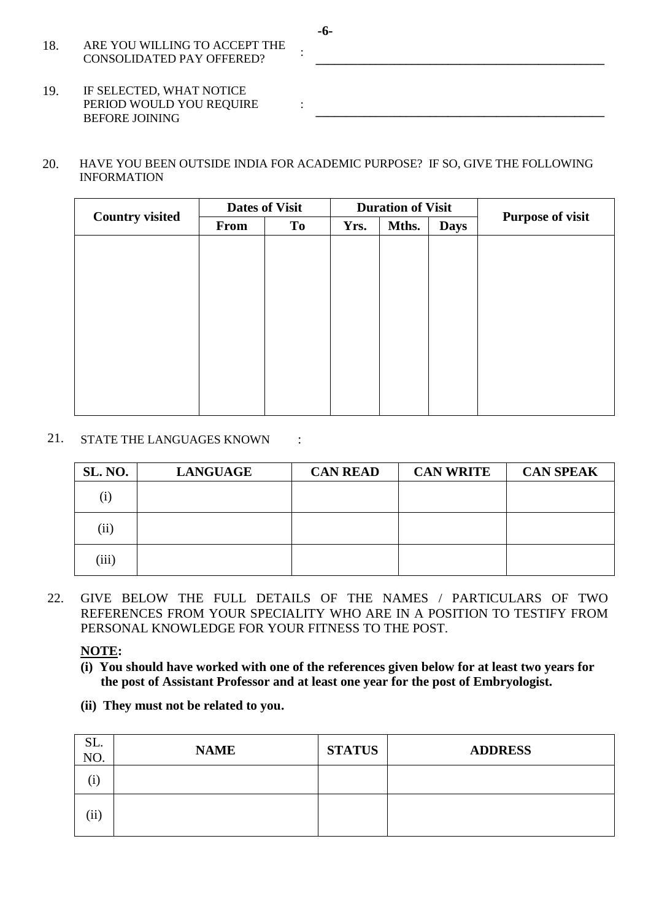18. ARE YOU WILLING TO ACCEPT THE CONSOLIDATED PAY OFFERED? : ______________________________

19. IF SELECTED, WHAT NOTICE PERIOD WOULD YOU REQUIRE BEFORE JOINING : ______________________________

20. HAVE YOU BEEN OUTSIDE INDIA FOR ACADEMIC PURPOSE? IF SO, GIVE THE FOLLOWING INFORMATION

| **Country visited** | **Dates of Visit** | | **Duration of Visit** | | | **Purpose of visit** |
|---|---|---|---|---|---|---|
| | **From** | **To** | **Yrs.** | **Mths.** | **Days** | |
| | | | | | | |

21. STATE THE LANGUAGES KNOWN :

| **SL. NO.** | **LANGUAGE** | **CAN READ** | **CAN WRITE** | **CAN SPEAK** |
|---|---|---|---|---|
| (i) | | | | |
| (ii) | | | | |
| (iii) | | | | |

22. GIVE BELOW THE FULL DETAILS OF THE NAMES / PARTICULARS OF TWO REFERENCES FROM YOUR SPECIALITY WHO ARE IN A POSITION TO TESTIFY FROM PERSONAL KNOWLEDGE FOR YOUR FITNESS TO THE POST.

**NOTE:**

**(i) You should have worked with one of the references given below for at least two years for the post of Assistant Professor and at least one year for the post of Embryologist.**

**(ii) They must not be related to you.**

| SL. NO. | **NAME** | **STATUS** | **ADDRESS** |
|---|---|---|---|
| (i) | | | |
| (ii) | | | |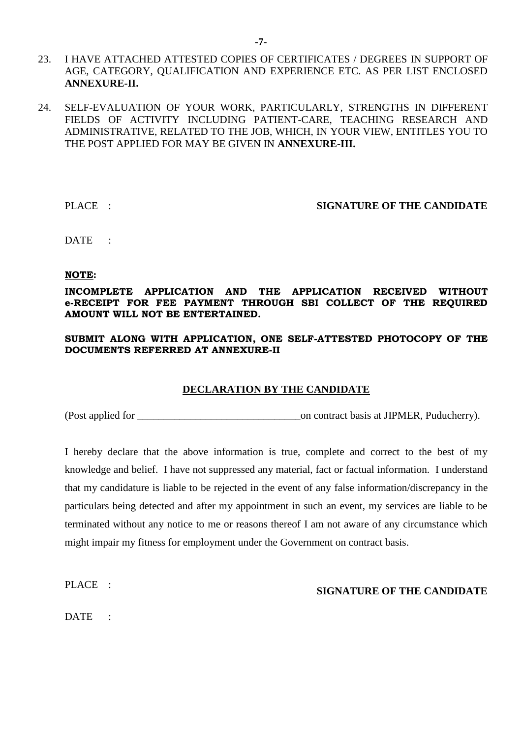23. I HAVE ATTACHED ATTESTED COPIES OF CERTIFICATES / DEGREES IN SUPPORT OF AGE, CATEGORY, QUALIFICATION AND EXPERIENCE ETC. AS PER LIST ENCLOSED **ANNEXURE-II.**

24. SELF-EVALUATION OF YOUR WORK, PARTICULARLY, STRENGTHS IN DIFFERENT FIELDS OF ACTIVITY INCLUDING PATIENT-CARE, TEACHING RESEARCH AND ADMINISTRATIVE, RELATED TO THE JOB, WHICH, IN YOUR VIEW, ENTITLES YOU TO THE POST APPLIED FOR MAY BE GIVEN IN **ANNEXURE-III.**

PLACE :  **SIGNATURE OF THE CANDIDATE**

DATE :

**NOTE:**

**INCOMPLETE APPLICATION AND THE APPLICATION RECEIVED WITHOUT e-RECEIPT FOR FEE PAYMENT THROUGH SBI COLLECT OF THE REQUIRED AMOUNT WILL NOT BE ENTERTAINED.**

**SUBMIT ALONG WITH APPLICATION, ONE SELF-ATTESTED PHOTOCOPY OF THE DOCUMENTS REFERRED AT ANNEXURE-II**

## DECLARATION BY THE CANDIDATE

(Post applied for _______________________________on contract basis at JIPMER, Puducherry).

I hereby declare that the above information is true, complete and correct to the best of my knowledge and belief. I have not suppressed any material, fact or factual information. I understand that my candidature is liable to be rejected in the event of any false information/discrepancy in the particulars being detected and after my appointment in such an event, my services are liable to be terminated without any notice to me or reasons thereof I am not aware of any circumstance which might impair my fitness for employment under the Government on contract basis.

PLACE :  **SIGNATURE OF THE CANDIDATE**

DATE :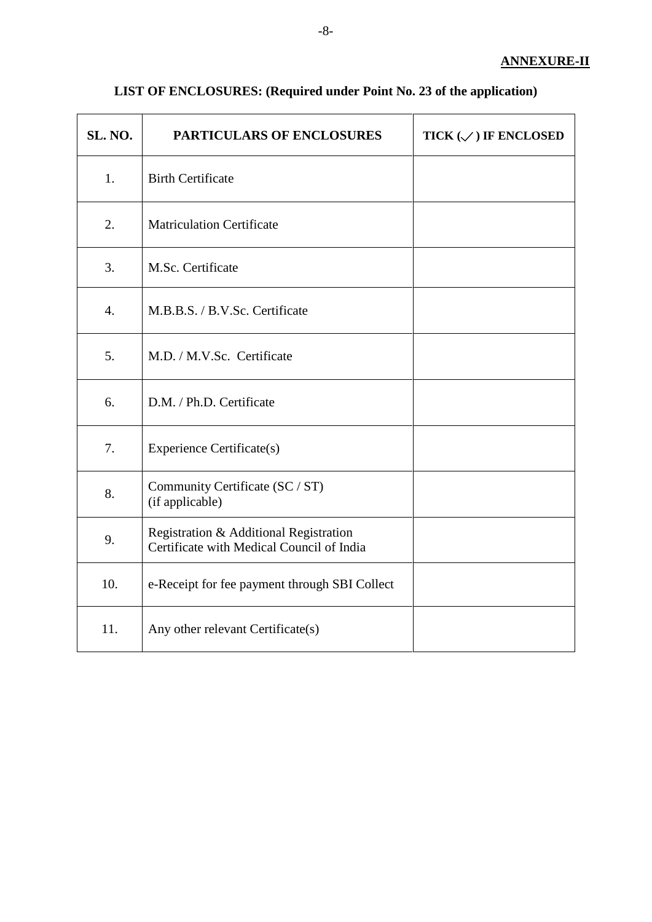**ANNEXURE-II**

## LIST OF ENCLOSURES: (Required under Point No. 23 of the application)

| SL. NO. | PARTICULARS OF ENCLOSURES | TICK (✓) IF ENCLOSED |
|---|---|---|
| 1. | Birth Certificate | |
| 2. | Matriculation Certificate | |
| 3. | M.Sc. Certificate | |
| 4. | M.B.B.S. / B.V.Sc. Certificate | |
| 5. | M.D. / M.V.Sc. Certificate | |
| 6. | D.M. / Ph.D. Certificate | |
| 7. | Experience Certificate(s) | |
| 8. | Community Certificate (SC / ST) (if applicable) | |
| 9. | Registration & Additional Registration Certificate with Medical Council of India | |
| 10. | e-Receipt for fee payment through SBI Collect | |
| 11. | Any other relevant Certificate(s) | |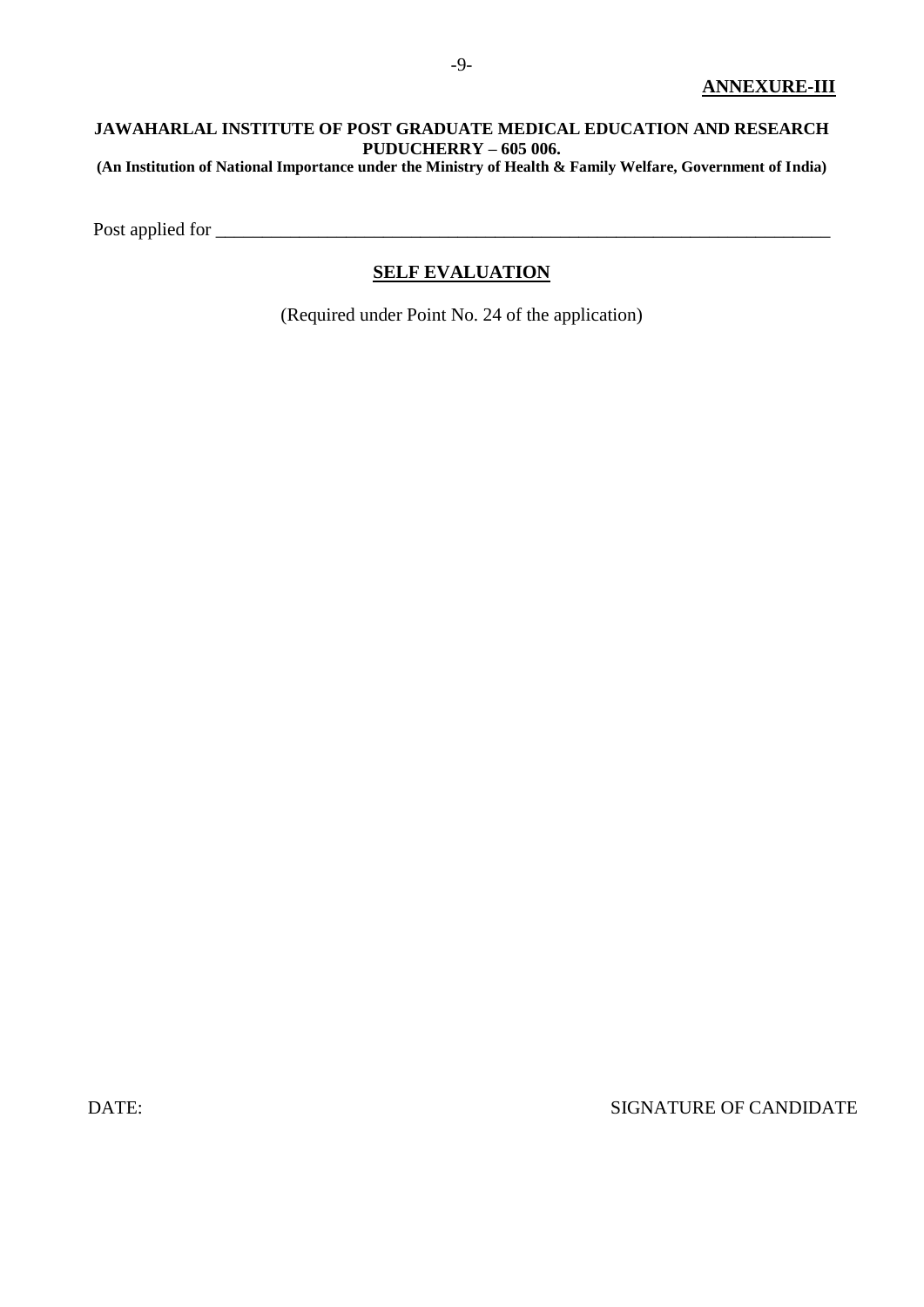**ANNEXURE-III**

**JAWAHARLAL INSTITUTE OF POST GRADUATE MEDICAL EDUCATION AND RESEARCH PUDUCHERRY – 605 006.**

**(An Institution of National Importance under the Ministry of Health & Family Welfare, Government of India)**

Post applied for ______________________________________________________________________

## SELF EVALUATION

(Required under Point No. 24 of the application)

DATE: SIGNATURE OF CANDIDATE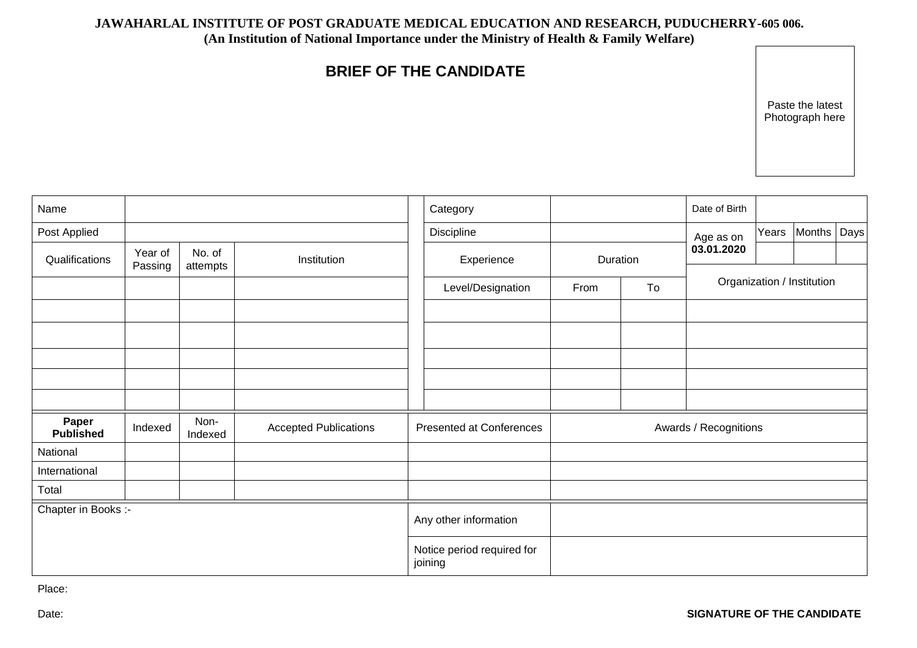**JAWAHARLAL INSTITUTE OF POST GRADUATE MEDICAL EDUCATION AND RESEARCH, PUDUCHERRY-605 006.**
**(An Institution of National Importance under the Ministry of Health & Family Welfare)**

# BRIEF OF THE CANDIDATE

Paste the latest Photograph here

| Name | | | | | Category | | | Date of Birth | | | |
|---|---|---|---|---|---|---|---|---|---|---|---|
| Post Applied | | | | | Discipline | | | Age as on **03.01.2020** | Years | Months | Days |
| Qualifications | Year of Passing | No. of attempts | Institution | | Experience | Duration | | | | | |
| | | | | | Level/Designation | From | To | Organization / Institution | | | |
| | | | | | | | | | | | |
| | | | | | | | | | | | |
| | | | | | | | | | | | |
| | | | | | | | | | | | |
| | | | | | | | | | | | |

| **Paper Published** | Indexed | Non-Indexed | Accepted Publications | Presented at Conferences | Awards / Recognitions |
|---|---|---|---|---|---|
| National | | | | | |
| International | | | | | |
| Total | | | | | |

| Chapter in Books :- | Any other information | |
|---|---|---|
| | Notice period required for joining | |

Place:

Date:

**SIGNATURE OF THE CANDIDATE**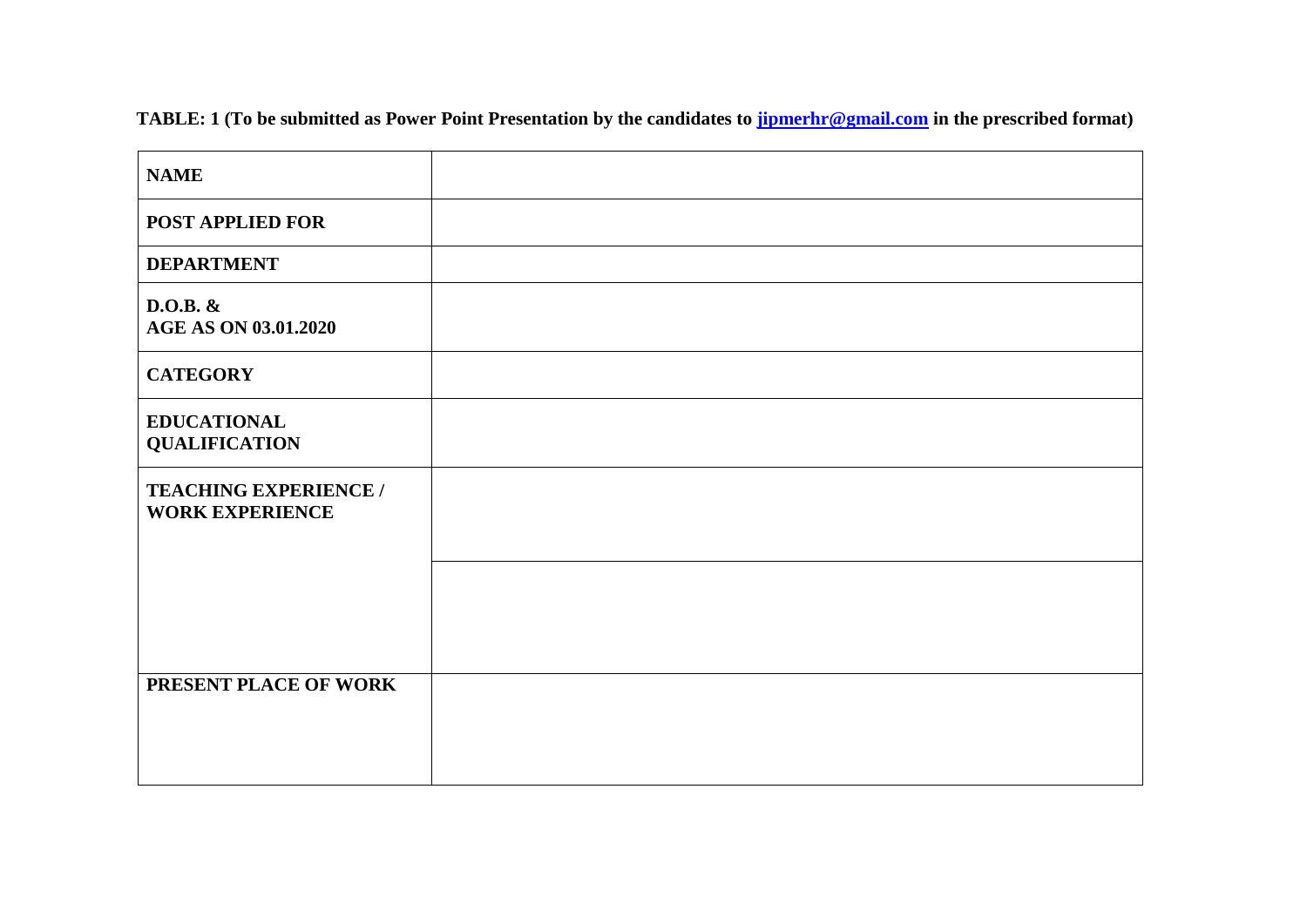**TABLE: 1 (To be submitted as Power Point Presentation by the candidates to jipmerhr@gmail.com in the prescribed format)**

| | |
|---|---|
| **NAME** | |
| **POST APPLIED FOR** | |
| **DEPARTMENT** | |
| **D.O.B. & AGE AS ON 03.01.2020** | |
| **CATEGORY** | |
| **EDUCATIONAL QUALIFICATION** | |
| **TEACHING EXPERIENCE / WORK EXPERIENCE** | |
| | |
| **PRESENT PLACE OF WORK** | |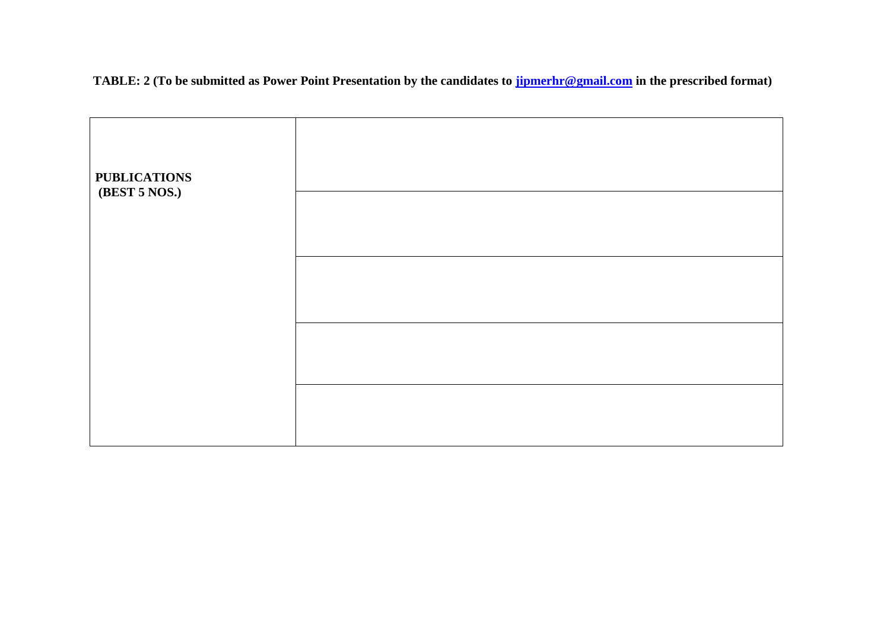**TABLE: 2 (To be submitted as Power Point Presentation by the candidates to [jipmerhr@gmail.com](mailto:jipmerhr@gmail.com) in the prescribed format)**

| | |
|---|---|
| **PUBLICATIONS (BEST 5 NOS.)** | |
| | |
| | |
| | |
| | |